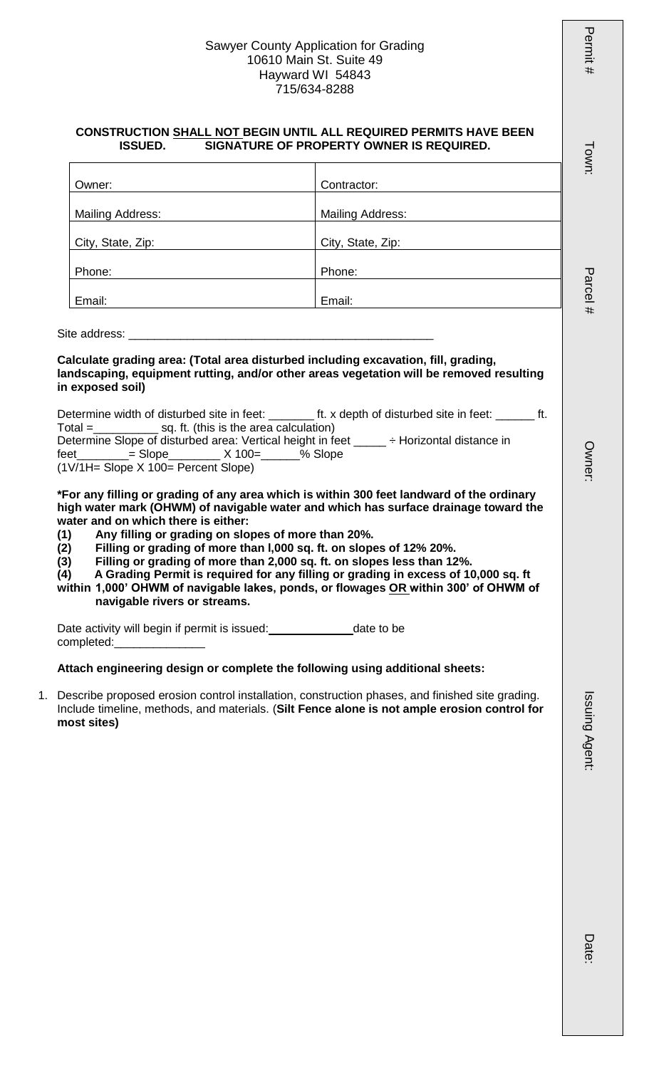Sawyer County Application for Grading
10610 Main St. Suite 49
Hayward WI 54843
715/634-8288

**CONSTRUCTION SHALL NOT BEGIN UNTIL ALL REQUIRED PERMITS HAVE BEEN ISSUED. SIGNATURE OF PROPERTY OWNER IS REQUIRED.**

| Owner: | Contractor: |
|---|---|
| Mailing Address: | Mailing Address: |
| City, State, Zip: | City, State, Zip: |
| Phone: | Phone: |
| Email: | Email: |

Site address: ________________________________________________

**Calculate grading area: (Total area disturbed including excavation, fill, grading, landscaping, equipment rutting, and/or other areas vegetation will be removed resulting in exposed soil)**

Determine width of disturbed site in feet: _______ ft. x depth of disturbed site in feet: ______ ft.
Total =__________ sq. ft. (this is the area calculation)
Determine Slope of disturbed area: Vertical height in feet _____ ÷ Horizontal distance in feet________= Slope________ X 100=______% Slope
(1V/1H= Slope X 100= Percent Slope)

**\*For any filling or grading of any area which is within 300 feet landward of the ordinary high water mark (OHWM) of navigable water and which has surface drainage toward the water and on which there is either:**

**(1) Any filling or grading on slopes of more than 20%.**
**(2) Filling or grading of more than l,000 sq. ft. on slopes of 12% 20%.**
**(3) Filling or grading of more than 2,000 sq. ft. on slopes less than 12%.**
**(4) A Grading Permit is required for any filling or grading in excess of 10,000 sq. ft within 1,000' OHWM of navigable lakes, ponds, or flowages OR within 300' of OHWM of navigable rivers or streams.**

Date activity will begin if permit is issued:_____________date to be completed:______________

**Attach engineering design or complete the following using additional sheets:**

1. Describe proposed erosion control installation, construction phases, and finished site grading. Include timeline, methods, and materials. (**Silt Fence alone is not ample erosion control for most sites)**

Permit #
Town:
Parcel #
Owner:
Issuing Agent:
Date: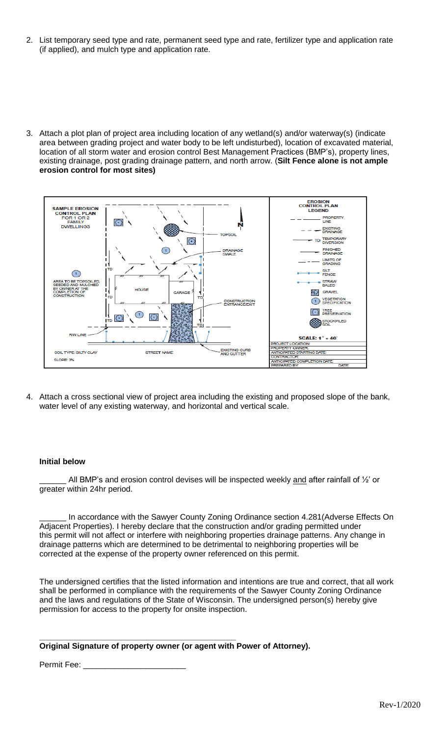2. List temporary seed type and rate, permanent seed type and rate, fertilizer type and application rate (if applied), and mulch type and application rate.

3. Attach a plot plan of project area including location of any wetland(s) and/or waterway(s) (indicate area between grading project and water body to be left undisturbed), location of excavated material, location of all storm water and erosion control Best Management Practices (BMP's), property lines, existing drainage, post grading drainage pattern, and north arrow. (**Silt Fence alone is not ample erosion control for most sites)**

SAMPLE EROSION CONTROL PLAN FOR 1 OR 2 FAMILY DWELLINGS

N

TOPSOIL

DRAINAGE SWALE

TD

AREA TO BE TOPSOILED, SEEDED AND MULCHED BY OWNER AT THE COMPLETION OF CONSTRUCTION

HOUSE

GARAGE

CONSTRUCTION ENTRANCE/EXIT

R/W LINE

EXISTING CURB AND GUTTER

SOIL TYPE: SILTY CLAY

SLOPE: 3%

STREET NAME

EROSION CONTROL PLAN LEGEND

PROPERTY LINE

EXISTING DRAINAGE

TD TEMPORARY DIVERSION

FINISHED DRAINAGE

LIMITS OF GRADING

SILT FENCE

STRAW BALES

GRAVEL

1 VEGETATION SPECIFICATION

TREE PRESERVATION

STOCKPILED SOIL

SCALE: 1" = 40'

PROJECT LOCATION:

PROPERTY OWNER:

ANTICIPATED STARTING DATE:

CONTRACTOR:

ANTICIPATED COMPLETION DATE:

PREPARED BY: DATE:

4. Attach a cross sectional view of project area including the existing and proposed slope of the bank, water level of any existing waterway, and horizontal and vertical scale.

**Initial below**

______ All BMP's and erosion control devises will be inspected weekly and after rainfall of ½' or greater within 24hr period.

______ In accordance with the Sawyer County Zoning Ordinance section 4.281(Adverse Effects On Adjacent Properties). I hereby declare that the construction and/or grading permitted under this permit will not affect or interfere with neighboring properties drainage patterns. Any change in drainage patterns which are determined to be detrimental to neighboring properties will be corrected at the expense of the property owner referenced on this permit.

The undersigned certifies that the listed information and intentions are true and correct, that all work shall be performed in compliance with the requirements of the Sawyer County Zoning Ordinance and the laws and regulations of the State of Wisconsin. The undersigned person(s) hereby give permission for access to the property for onsite inspection.

______________________________________________

**Original Signature of property owner (or agent with Power of Attorney).**

Permit Fee: ______________________